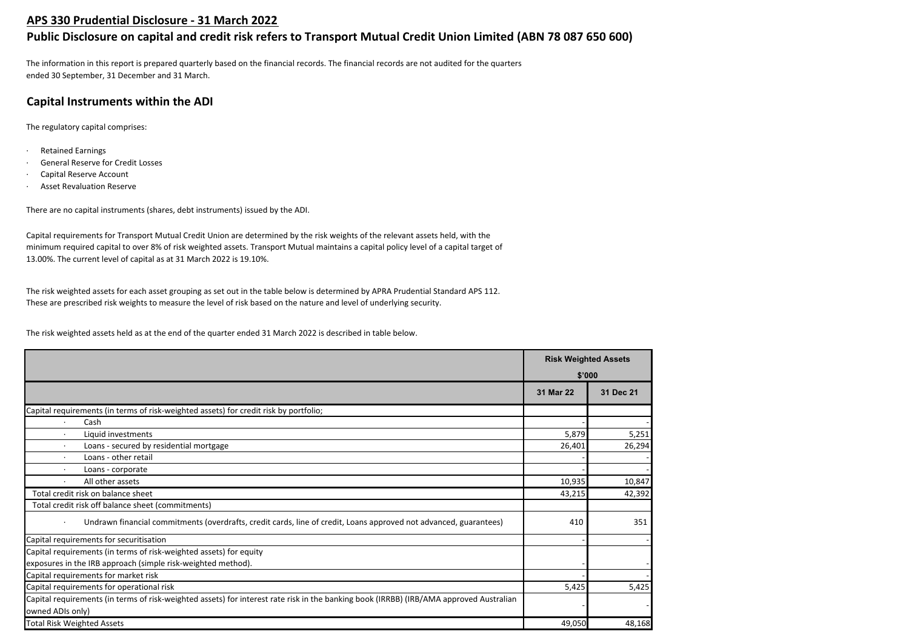## APS 330 Prudential Disclosure - 31 March 2022

## Public Disclosure on capital and credit risk refers to Transport Mutual Credit Union Limited (ABN 78 087 650 600)

The information in this report is prepared quarterly based on the financial records. The financial records are not audited for the quarters ended 30 September, 31 December and 31 March.

### Capital Instruments within the ADI

The regulatory capital comprises:

- Retained Earnings
- General Reserve for Credit Losses
- Capital Reserve Account
- Asset Revaluation Reserve

There are no capital instruments (shares, debt instruments) issued by the ADI.

Capital requirements for Transport Mutual Credit Union are determined by the risk weights of the relevant assets held, with the minimum required capital to over 8% of risk weighted assets. Transport Mutual maintains a capital policy level of a capital target of 13.00%. The current level of capital as at 31 March 2022 is 19.10%.

The risk weighted assets for each asset grouping as set out in the table below is determined by APRA Prudential Standard APS 112. These are prescribed risk weights to measure the level of risk based on the nature and level of underlying security.

The risk weighted assets held as at the end of the quarter ended 31 March 2022 is described in table below.

| | Risk Weighted Assets $'000 | |
|---|---|---|
| | 31 Mar 22 | 31 Dec 21 |
| Capital requirements (in terms of risk-weighted assets) for credit risk by portfolio; | | |
| · Cash | - | - |
| · Liquid investments | 5,879 | 5,251 |
| · Loans - secured by residential mortgage | 26,401 | 26,294 |
| · Loans - other retail | - | - |
| · Loans - corporate | - | - |
| · All other assets | 10,935 | 10,847 |
| Total credit risk on balance sheet | 43,215 | 42,392 |
| Total credit risk off balance sheet (commitments) | | |
| · Undrawn financial commitments (overdrafts, credit cards, line of credit, Loans approved not advanced, guarantees) | 410 | 351 |
| Capital requirements for securitisation | - | - |
| Capital requirements (in terms of risk-weighted assets) for equity exposures in the IRB approach (simple risk-weighted method). | - | - |
| Capital requirements for market risk | - | - |
| Capital requirements for operational risk | 5,425 | 5,425 |
| Capital requirements (in terms of risk-weighted assets) for interest rate risk in the banking book (IRRBB) (IRB/AMA approved Australian owned ADIs only) | - | - |
| Total Risk Weighted Assets | 49,050 | 48,168 |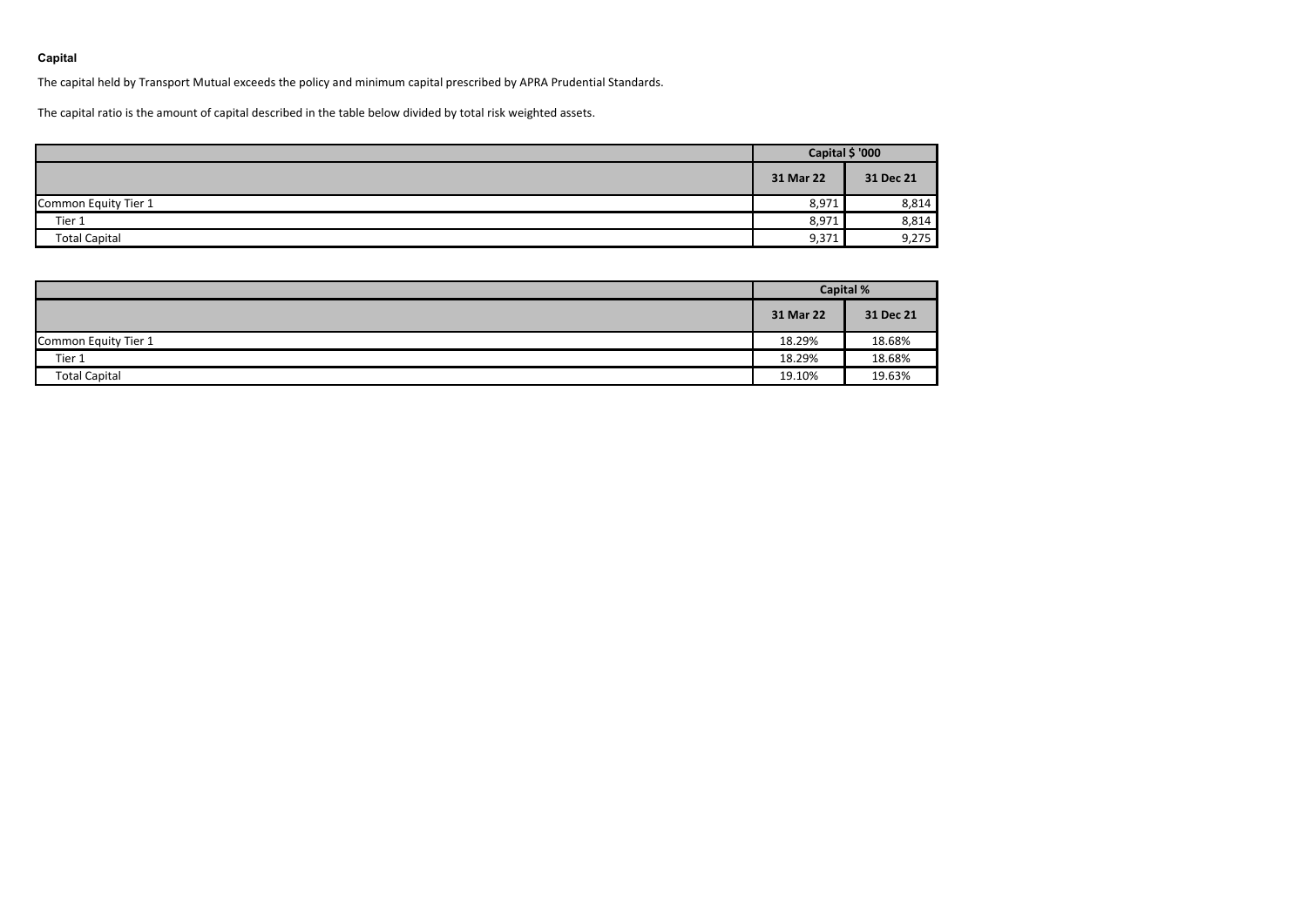## Capital

The capital held by Transport Mutual exceeds the policy and minimum capital prescribed by APRA Prudential Standards.

The capital ratio is the amount of capital described in the table below divided by total risk weighted assets.

| | Capital $ '000 | |
|---|---|---|
| | 31 Mar 22 | 31 Dec 21 |
| Common Equity Tier 1 | 8,971 | 8,814 |
| Tier 1 | 8,971 | 8,814 |
| Total Capital | 9,371 | 9,275 |

| | Capital % | |
|---|---|---|
| | 31 Mar 22 | 31 Dec 21 |
| Common Equity Tier 1 | 18.29% | 18.68% |
| Tier 1 | 18.29% | 18.68% |
| Total Capital | 19.10% | 19.63% |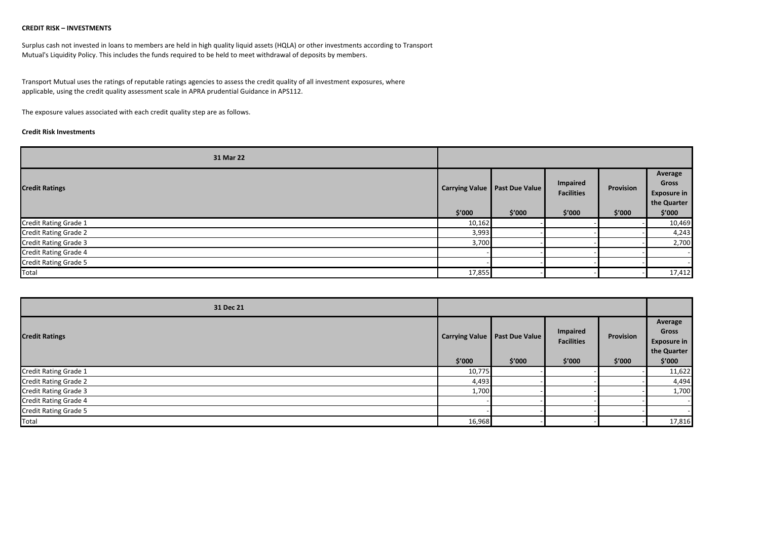**CREDIT RISK – INVESTMENTS**

Surplus cash not invested in loans to members are held in high quality liquid assets (HQLA) or other investments according to Transport Mutual's Liquidity Policy. This includes the funds required to be held to meet withdrawal of deposits by members.

Transport Mutual uses the ratings of reputable ratings agencies to assess the credit quality of all investment exposures, where applicable, using the credit quality assessment scale in APRA prudential Guidance in APS112.

The exposure values associated with each credit quality step are as follows.

**Credit Risk Investments**

| 31 Mar 22 | | | | | |
|---|---|---|---|---|---|
| **Credit Ratings** | **Carrying Value** $'000 | **Past Due Value** $'000 | **Impaired Facilities** $'000 | **Provision** $'000 | **Average Gross Exposure in the Quarter** $'000 |
| Credit Rating Grade 1 | 10,162 | - | - | - | 10,469 |
| Credit Rating Grade 2 | 3,993 | - | - | - | 4,243 |
| Credit Rating Grade 3 | 3,700 | - | - | - | 2,700 |
| Credit Rating Grade 4 | - | - | - | - | - |
| Credit Rating Grade 5 | - | - | - | - | - |
| Total | 17,855 | - | - | - | 17,412 |

| 31 Dec 21 | | | | | |
|---|---|---|---|---|---|
| **Credit Ratings** | **Carrying Value** $'000 | **Past Due Value** $'000 | **Impaired Facilities** $'000 | **Provision** $'000 | **Average Gross Exposure in the Quarter** $'000 |
| Credit Rating Grade 1 | 10,775 | - | - | - | 11,622 |
| Credit Rating Grade 2 | 4,493 | - | - | - | 4,494 |
| Credit Rating Grade 3 | 1,700 | - | - | - | 1,700 |
| Credit Rating Grade 4 | - | - | - | - | - |
| Credit Rating Grade 5 | - | - | - | - | - |
| Total | 16,968 | - | - | - | 17,816 |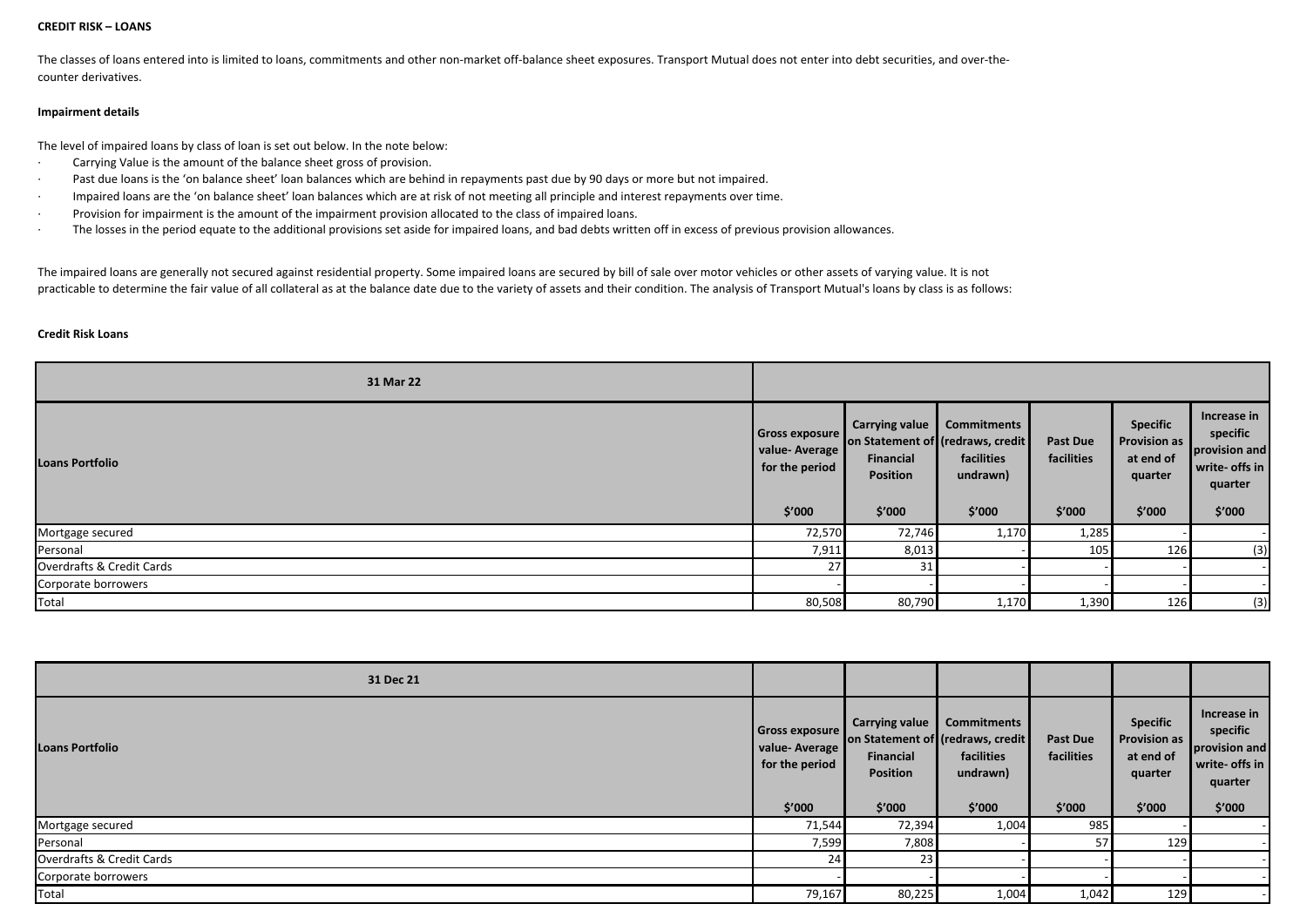**CREDIT RISK – LOANS**

The classes of loans entered into is limited to loans, commitments and other non-market off-balance sheet exposures. Transport Mutual does not enter into debt securities, and over-the-counter derivatives.

**Impairment details**

The level of impaired loans by class of loan is set out below. In the note below:

- Carrying Value is the amount of the balance sheet gross of provision.
- Past due loans is the 'on balance sheet' loan balances which are behind in repayments past due by 90 days or more but not impaired.
- Impaired loans are the 'on balance sheet' loan balances which are at risk of not meeting all principle and interest repayments over time.
- Provision for impairment is the amount of the impairment provision allocated to the class of impaired loans.
- The losses in the period equate to the additional provisions set aside for impaired loans, and bad debts written off in excess of previous provision allowances.

The impaired loans are generally not secured against residential property. Some impaired loans are secured by bill of sale over motor vehicles or other assets of varying value. It is not practicable to determine the fair value of all collateral as at the balance date due to the variety of assets and their condition. The analysis of Transport Mutual's loans by class is as follows:

**Credit Risk Loans**

| 31 Mar 22 | | | | | | |
|---|---|---|---|---|---|---|
| **Loans Portfolio** | **Gross exposure value- Average for the period** | **Carrying value on Statement of Financial Position** | **Commitments (redraws, credit facilities undrawn)** | **Past Due facilities** | **Specific Provision as at end of quarter** | **Increase in specific provision and write- offs in quarter** |
| | **$'000** | **$'000** | **$'000** | **$'000** | **$'000** | **$'000** |
| Mortgage secured | 72,570 | 72,746 | 1,170 | 1,285 | - | - |
| Personal | 7,911 | 8,013 | - | 105 | 126 | (3) |
| Overdrafts & Credit Cards | 27 | 31 | - | - | - | - |
| Corporate borrowers | - | - | - | - | - | - |
| Total | 80,508 | 80,790 | 1,170 | 1,390 | 126 | (3) |

| 31 Dec 21 | | | | | | |
|---|---|---|---|---|---|---|
| **Loans Portfolio** | **Gross exposure value- Average for the period** | **Carrying value on Statement of Financial Position** | **Commitments (redraws, credit facilities undrawn)** | **Past Due facilities** | **Specific Provision as at end of quarter** | **Increase in specific provision and write- offs in quarter** |
| | **$'000** | **$'000** | **$'000** | **$'000** | **$'000** | **$'000** |
| Mortgage secured | 71,544 | 72,394 | 1,004 | 985 | - | - |
| Personal | 7,599 | 7,808 | - | 57 | 129 | - |
| Overdrafts & Credit Cards | 24 | 23 | - | - | - | - |
| Corporate borrowers | - | - | - | - | - | - |
| Total | 79,167 | 80,225 | 1,004 | 1,042 | 129 | - |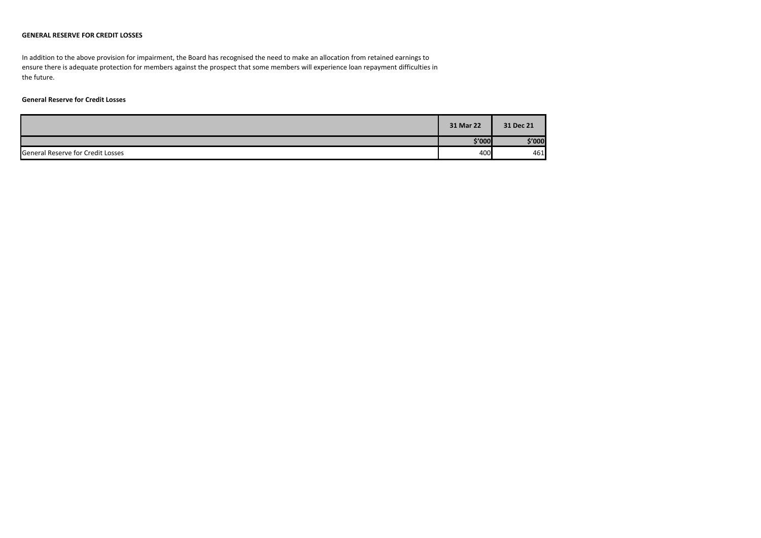**GENERAL RESERVE FOR CREDIT LOSSES**

In addition to the above provision for impairment, the Board has recognised the need to make an allocation from retained earnings to ensure there is adequate protection for members against the prospect that some members will experience loan repayment difficulties in the future.

**General Reserve for Credit Losses**

| | 31 Mar 22 | 31 Dec 21 |
|---|---|---|
| | $'000 | $'000 |
| General Reserve for Credit Losses | 400 | 461 |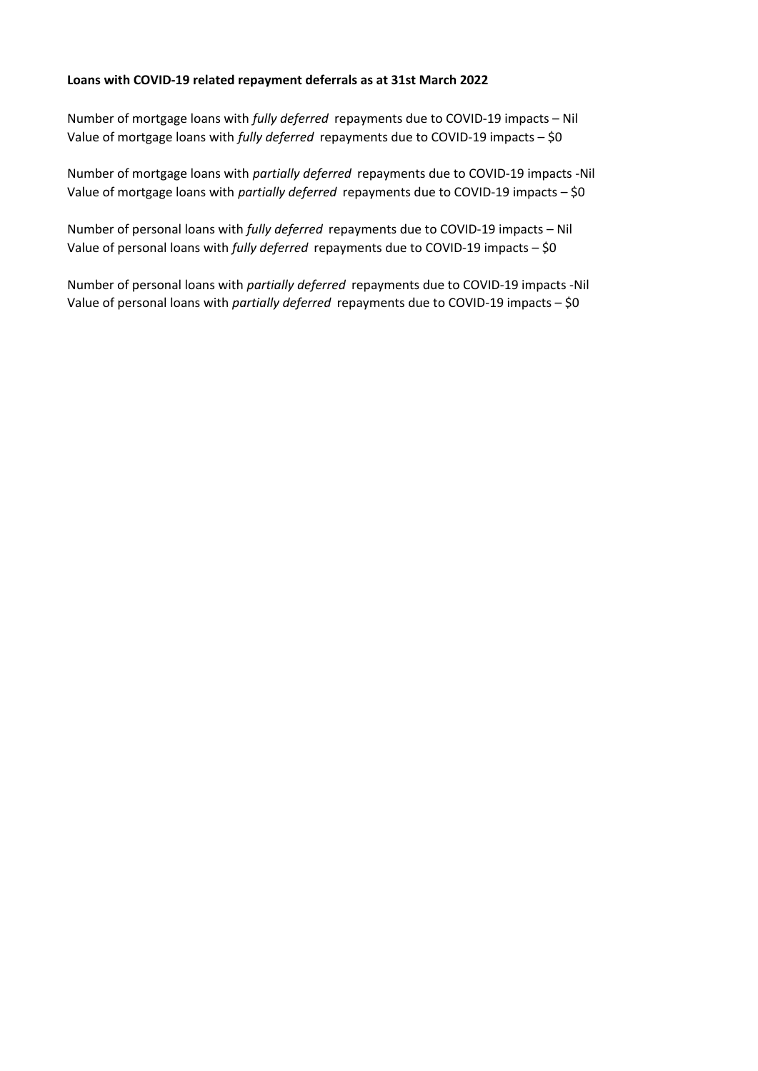**Loans with COVID-19 related repayment deferrals as at 31st March 2022**

Number of mortgage loans with *fully deferred* repayments due to COVID-19 impacts – Nil
Value of mortgage loans with *fully deferred* repayments due to COVID-19 impacts – $0

Number of mortgage loans with *partially deferred* repayments due to COVID-19 impacts -Nil
Value of mortgage loans with *partially deferred* repayments due to COVID-19 impacts – $0

Number of personal loans with *fully deferred* repayments due to COVID-19 impacts – Nil
Value of personal loans with *fully deferred* repayments due to COVID-19 impacts – $0

Number of personal loans with *partially deferred* repayments due to COVID-19 impacts -Nil
Value of personal loans with *partially deferred* repayments due to COVID-19 impacts – $0